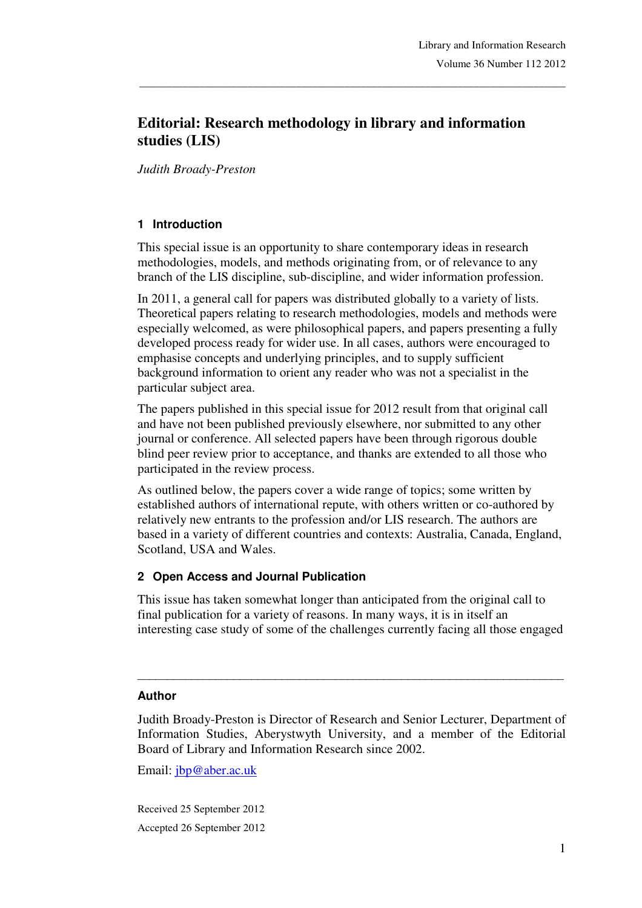# Editorial: Research methodology in library and information studies (LIS)

*Judith Broady-Preston*

## 1 Introduction

This special issue is an opportunity to share contemporary ideas in research methodologies, models, and methods originating from, or of relevance to any branch of the LIS discipline, sub-discipline, and wider information profession.

In 2011, a general call for papers was distributed globally to a variety of lists. Theoretical papers relating to research methodologies, models and methods were especially welcomed, as were philosophical papers, and papers presenting a fully developed process ready for wider use. In all cases, authors were encouraged to emphasise concepts and underlying principles, and to supply sufficient background information to orient any reader who was not a specialist in the particular subject area.

The papers published in this special issue for 2012 result from that original call and have not been published previously elsewhere, nor submitted to any other journal or conference. All selected papers have been through rigorous double blind peer review prior to acceptance, and thanks are extended to all those who participated in the review process.

As outlined below, the papers cover a wide range of topics; some written by established authors of international repute, with others written or co-authored by relatively new entrants to the profession and/or LIS research. The authors are based in a variety of different countries and contexts: Australia, Canada, England, Scotland, USA and Wales.

## 2 Open Access and Journal Publication

This issue has taken somewhat longer than anticipated from the original call to final publication for a variety of reasons. In many ways, it is in itself an interesting case study of some of the challenges currently facing all those engaged

---

### Author

Judith Broady-Preston is Director of Research and Senior Lecturer, Department of Information Studies, Aberystwyth University, and a member of the Editorial Board of Library and Information Research since 2002.

Email: jbp@aber.ac.uk

Received 25 September 2012

Accepted 26 September 2012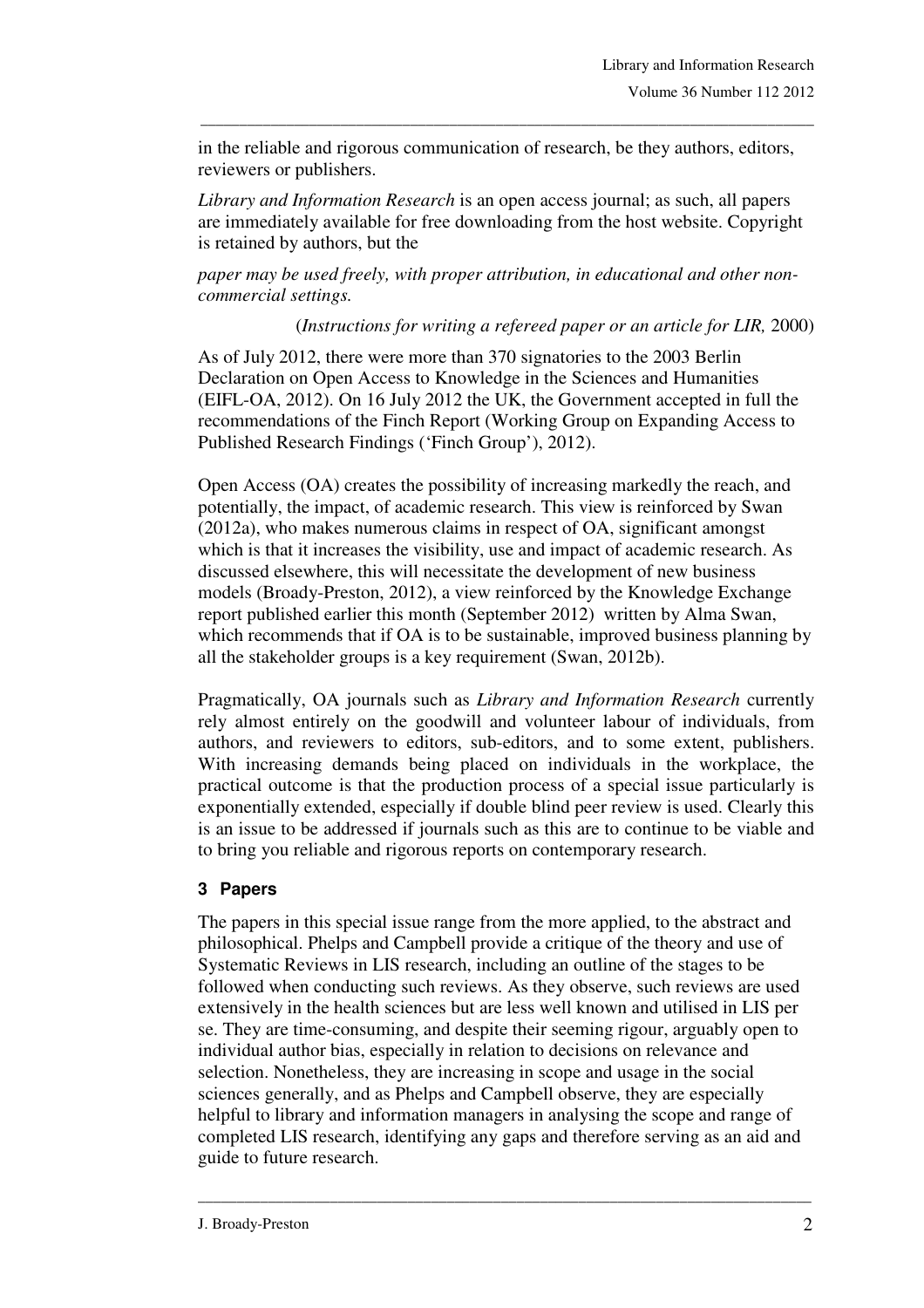in the reliable and rigorous communication of research, be they authors, editors, reviewers or publishers.

*Library and Information Research* is an open access journal; as such, all papers are immediately available for free downloading from the host website. Copyright is retained by authors, but the

*paper may be used freely, with proper attribution, in educational and other non-commercial settings.*

(*Instructions for writing a refereed paper or an article for LIR,* 2000)

As of July 2012, there were more than 370 signatories to the 2003 Berlin Declaration on Open Access to Knowledge in the Sciences and Humanities (EIFL-OA, 2012). On 16 July 2012 the UK, the Government accepted in full the recommendations of the Finch Report (Working Group on Expanding Access to Published Research Findings ('Finch Group'), 2012).

Open Access (OA) creates the possibility of increasing markedly the reach, and potentially, the impact, of academic research. This view is reinforced by Swan (2012a), who makes numerous claims in respect of OA, significant amongst which is that it increases the visibility, use and impact of academic research. As discussed elsewhere, this will necessitate the development of new business models (Broady-Preston, 2012), a view reinforced by the Knowledge Exchange report published earlier this month (September 2012) written by Alma Swan, which recommends that if OA is to be sustainable, improved business planning by all the stakeholder groups is a key requirement (Swan, 2012b).

Pragmatically, OA journals such as *Library and Information Research* currently rely almost entirely on the goodwill and volunteer labour of individuals, from authors, and reviewers to editors, sub-editors, and to some extent, publishers. With increasing demands being placed on individuals in the workplace, the practical outcome is that the production process of a special issue particularly is exponentially extended, especially if double blind peer review is used. Clearly this is an issue to be addressed if journals such as this are to continue to be viable and to bring you reliable and rigorous reports on contemporary research.

## 3 Papers

The papers in this special issue range from the more applied, to the abstract and philosophical. Phelps and Campbell provide a critique of the theory and use of Systematic Reviews in LIS research, including an outline of the stages to be followed when conducting such reviews. As they observe, such reviews are used extensively in the health sciences but are less well known and utilised in LIS per se. They are time-consuming, and despite their seeming rigour, arguably open to individual author bias, especially in relation to decisions on relevance and selection. Nonetheless, they are increasing in scope and usage in the social sciences generally, and as Phelps and Campbell observe, they are especially helpful to library and information managers in analysing the scope and range of completed LIS research, identifying any gaps and therefore serving as an aid and guide to future research.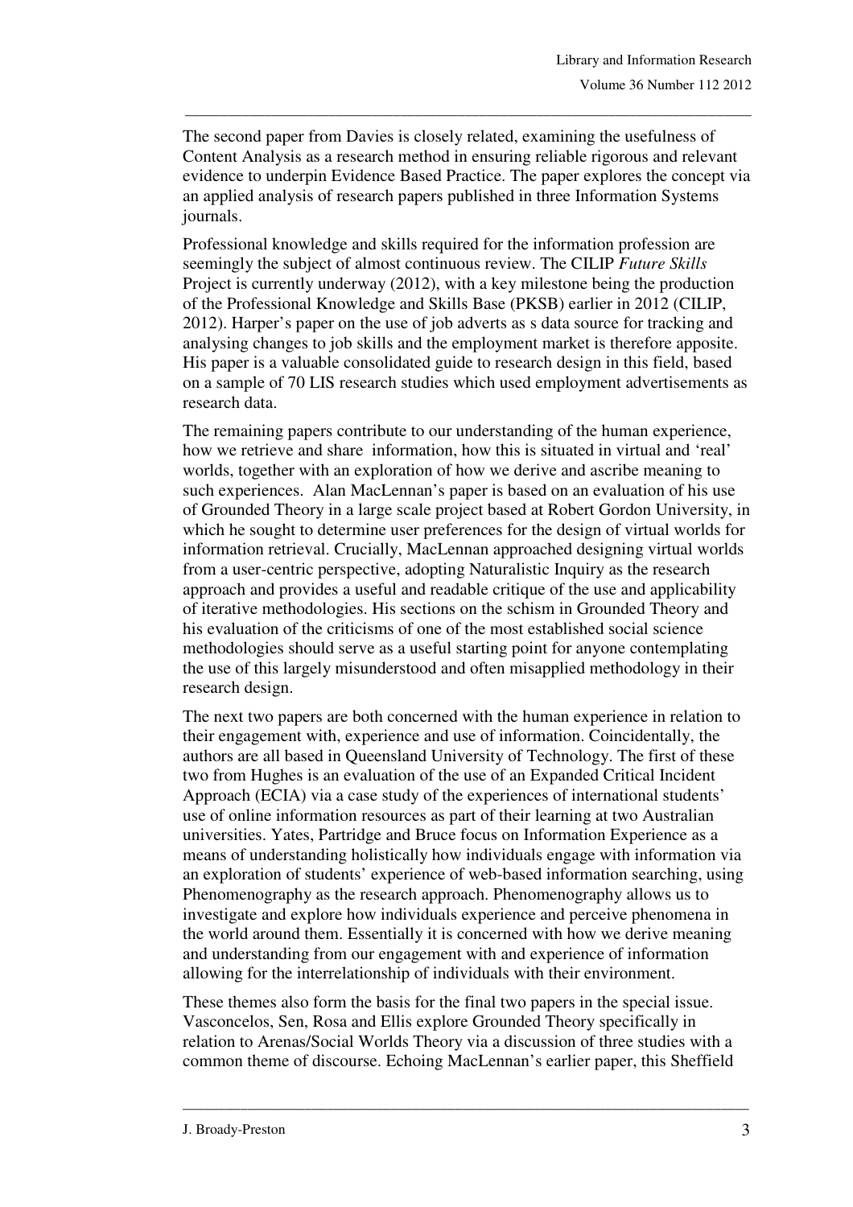The second paper from Davies is closely related, examining the usefulness of Content Analysis as a research method in ensuring reliable rigorous and relevant evidence to underpin Evidence Based Practice. The paper explores the concept via an applied analysis of research papers published in three Information Systems journals.

Professional knowledge and skills required for the information profession are seemingly the subject of almost continuous review. The CILIP *Future Skills* Project is currently underway (2012), with a key milestone being the production of the Professional Knowledge and Skills Base (PKSB) earlier in 2012 (CILIP, 2012). Harper's paper on the use of job adverts as s data source for tracking and analysing changes to job skills and the employment market is therefore apposite. His paper is a valuable consolidated guide to research design in this field, based on a sample of 70 LIS research studies which used employment advertisements as research data.

The remaining papers contribute to our understanding of the human experience, how we retrieve and share information, how this is situated in virtual and 'real' worlds, together with an exploration of how we derive and ascribe meaning to such experiences. Alan MacLennan's paper is based on an evaluation of his use of Grounded Theory in a large scale project based at Robert Gordon University, in which he sought to determine user preferences for the design of virtual worlds for information retrieval. Crucially, MacLennan approached designing virtual worlds from a user-centric perspective, adopting Naturalistic Inquiry as the research approach and provides a useful and readable critique of the use and applicability of iterative methodologies. His sections on the schism in Grounded Theory and his evaluation of the criticisms of one of the most established social science methodologies should serve as a useful starting point for anyone contemplating the use of this largely misunderstood and often misapplied methodology in their research design.

The next two papers are both concerned with the human experience in relation to their engagement with, experience and use of information. Coincidentally, the authors are all based in Queensland University of Technology. The first of these two from Hughes is an evaluation of the use of an Expanded Critical Incident Approach (ECIA) via a case study of the experiences of international students' use of online information resources as part of their learning at two Australian universities. Yates, Partridge and Bruce focus on Information Experience as a means of understanding holistically how individuals engage with information via an exploration of students' experience of web-based information searching, using Phenomenography as the research approach. Phenomenography allows us to investigate and explore how individuals experience and perceive phenomena in the world around them. Essentially it is concerned with how we derive meaning and understanding from our engagement with and experience of information allowing for the interrelationship of individuals with their environment.

These themes also form the basis for the final two papers in the special issue. Vasconcelos, Sen, Rosa and Ellis explore Grounded Theory specifically in relation to Arenas/Social Worlds Theory via a discussion of three studies with a common theme of discourse. Echoing MacLennan's earlier paper, this Sheffield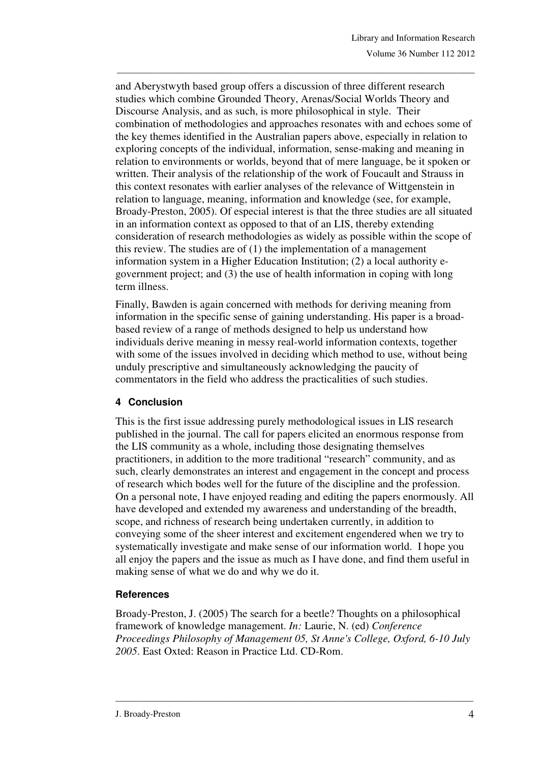and Aberystwyth based group offers a discussion of three different research studies which combine Grounded Theory, Arenas/Social Worlds Theory and Discourse Analysis, and as such, is more philosophical in style. Their combination of methodologies and approaches resonates with and echoes some of the key themes identified in the Australian papers above, especially in relation to exploring concepts of the individual, information, sense-making and meaning in relation to environments or worlds, beyond that of mere language, be it spoken or written. Their analysis of the relationship of the work of Foucault and Strauss in this context resonates with earlier analyses of the relevance of Wittgenstein in relation to language, meaning, information and knowledge (see, for example, Broady-Preston, 2005). Of especial interest is that the three studies are all situated in an information context as opposed to that of an LIS, thereby extending consideration of research methodologies as widely as possible within the scope of this review. The studies are of (1) the implementation of a management information system in a Higher Education Institution; (2) a local authority e-government project; and (3) the use of health information in coping with long term illness.

Finally, Bawden is again concerned with methods for deriving meaning from information in the specific sense of gaining understanding. His paper is a broad-based review of a range of methods designed to help us understand how individuals derive meaning in messy real-world information contexts, together with some of the issues involved in deciding which method to use, without being unduly prescriptive and simultaneously acknowledging the paucity of commentators in the field who address the practicalities of such studies.

## 4 Conclusion

This is the first issue addressing purely methodological issues in LIS research published in the journal. The call for papers elicited an enormous response from the LIS community as a whole, including those designating themselves practitioners, in addition to the more traditional "research" community, and as such, clearly demonstrates an interest and engagement in the concept and process of research which bodes well for the future of the discipline and the profession. On a personal note, I have enjoyed reading and editing the papers enormously. All have developed and extended my awareness and understanding of the breadth, scope, and richness of research being undertaken currently, in addition to conveying some of the sheer interest and excitement engendered when we try to systematically investigate and make sense of our information world. I hope you all enjoy the papers and the issue as much as I have done, and find them useful in making sense of what we do and why we do it.

## References

Broady-Preston, J. (2005) The search for a beetle? Thoughts on a philosophical framework of knowledge management. *In:* Laurie, N. (ed) *Conference Proceedings Philosophy of Management 05, St Anne's College, Oxford, 6-10 July 2005*. East Oxted: Reason in Practice Ltd. CD-Rom.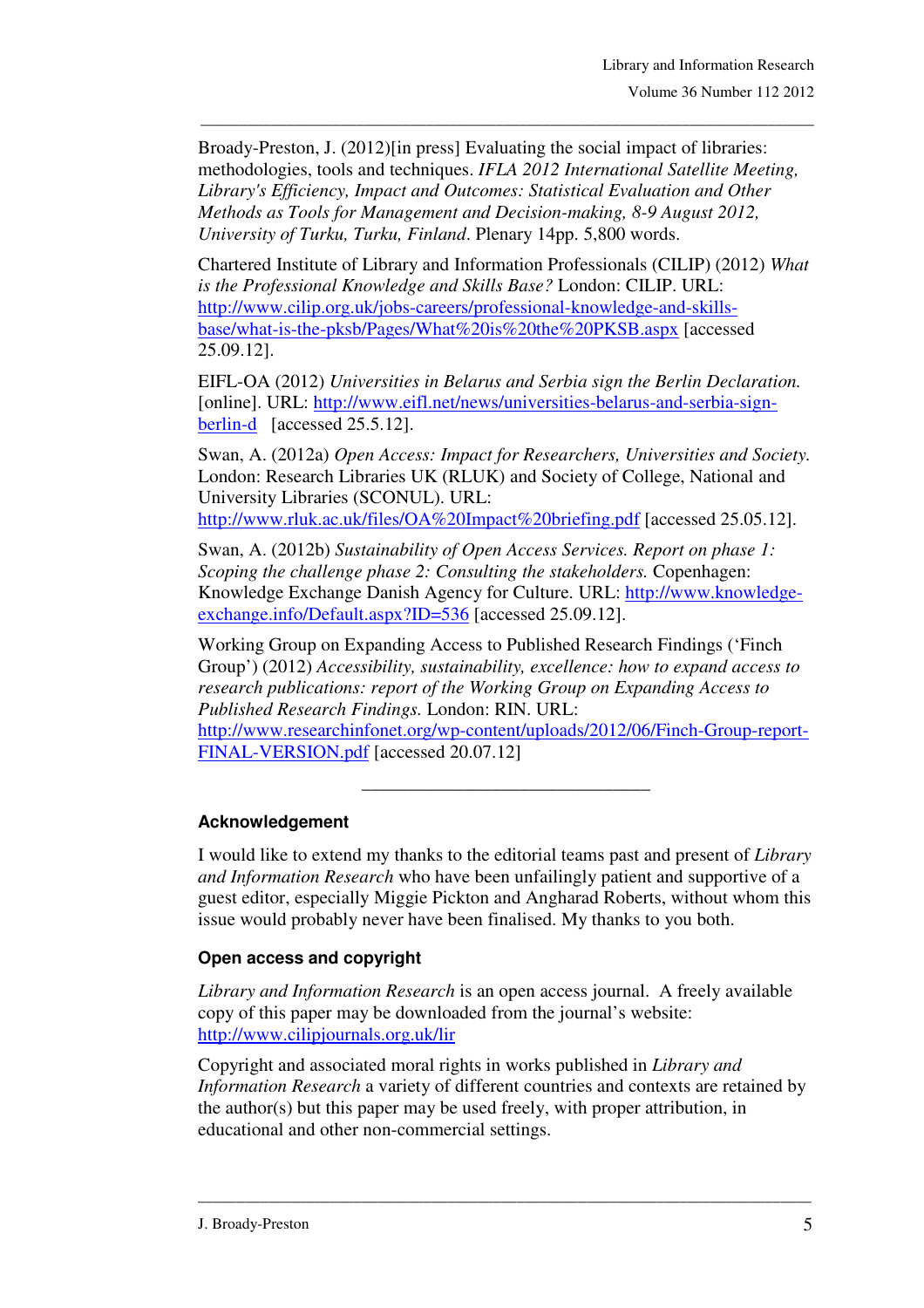Broady-Preston, J. (2012)[in press] Evaluating the social impact of libraries: methodologies, tools and techniques. *IFLA 2012 International Satellite Meeting, Library's Efficiency, Impact and Outcomes: Statistical Evaluation and Other Methods as Tools for Management and Decision-making, 8-9 August 2012, University of Turku, Turku, Finland*. Plenary 14pp. 5,800 words.

Chartered Institute of Library and Information Professionals (CILIP) (2012) *What is the Professional Knowledge and Skills Base?* London: CILIP. URL: http://www.cilip.org.uk/jobs-careers/professional-knowledge-and-skills-base/what-is-the-pksb/Pages/What%20is%20the%20PKSB.aspx [accessed 25.09.12].

EIFL-OA (2012) *Universities in Belarus and Serbia sign the Berlin Declaration.* [online]. URL: http://www.eifl.net/news/universities-belarus-and-serbia-sign-berlin-d [accessed 25.5.12].

Swan, A. (2012a) *Open Access: Impact for Researchers, Universities and Society.* London: Research Libraries UK (RLUK) and Society of College, National and University Libraries (SCONUL). URL: http://www.rluk.ac.uk/files/OA%20Impact%20briefing.pdf [accessed 25.05.12].

Swan, A. (2012b) *Sustainability of Open Access Services. Report on phase 1: Scoping the challenge phase 2: Consulting the stakeholders.* Copenhagen: Knowledge Exchange Danish Agency for Culture. URL: http://www.knowledge-exchange.info/Default.aspx?ID=536 [accessed 25.09.12].

Working Group on Expanding Access to Published Research Findings ('Finch Group') (2012) *Accessibility, sustainability, excellence: how to expand access to research publications: report of the Working Group on Expanding Access to Published Research Findings.* London: RIN. URL: http://www.researchinfonet.org/wp-content/uploads/2012/06/Finch-Group-report-FINAL-VERSION.pdf [accessed 20.07.12]

---

### Acknowledgement

I would like to extend my thanks to the editorial teams past and present of *Library and Information Research* who have been unfailingly patient and supportive of a guest editor, especially Miggie Pickton and Angharad Roberts, without whom this issue would probably never have been finalised. My thanks to you both.

### Open access and copyright

*Library and Information Research* is an open access journal. A freely available copy of this paper may be downloaded from the journal's website: http://www.cilipjournals.org.uk/lir

Copyright and associated moral rights in works published in *Library and Information Research* a variety of different countries and contexts are retained by the author(s) but this paper may be used freely, with proper attribution, in educational and other non-commercial settings.